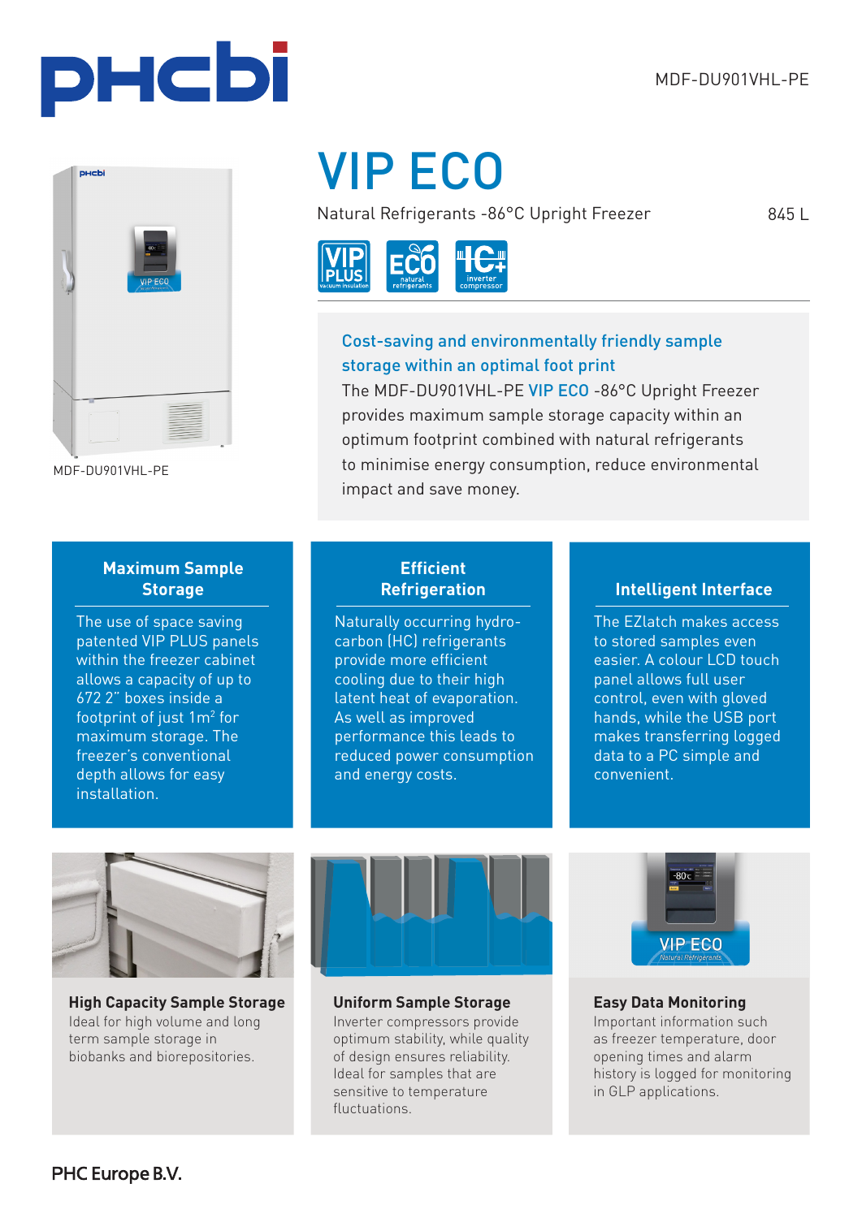MDF-DU901VHL-PE

# VIP ECO

Natural Refrigerants -86°C Upright Freezer 845 L

MDF-DU901VHL-PE

## Cost-saving and environmentally friendly sample storage within an optimal foot print

The MDF-DU901VHL-PE VIP ECO -86°C Upright Freezer provides maximum sample storage capacity within an optimum footprint combined with natural refrigerants to minimise energy consumption, reduce environmental impact and save money.

### Maximum Sample Storage

The use of space saving patented VIP PLUS panels within the freezer cabinet allows a capacity of up to 672 2" boxes inside a footprint of just 1m$^2$ for maximum storage. The freezer's conventional depth allows for easy installation.

### Efficient Refrigeration

Naturally occurring hydro-carbon (HC) refrigerants provide more efficient cooling due to their high latent heat of evaporation. As well as improved performance this leads to reduced power consumption and energy costs.

### Intelligent Interface

The EZlatch makes access to stored samples even easier. A colour LCD touch panel allows full user control, even with gloved hands, while the USB port makes transferring logged data to a PC simple and convenient.

### High Capacity Sample Storage

Ideal for high volume and long term sample storage in biobanks and biorepositories.

### Uniform Sample Storage

Inverter compressors provide optimum stability, while quality of design ensures reliability. Ideal for samples that are sensitive to temperature fluctuations.

### Easy Data Monitoring

Important information such as freezer temperature, door opening times and alarm history is logged for monitoring in GLP applications.

PHC Europe B.V.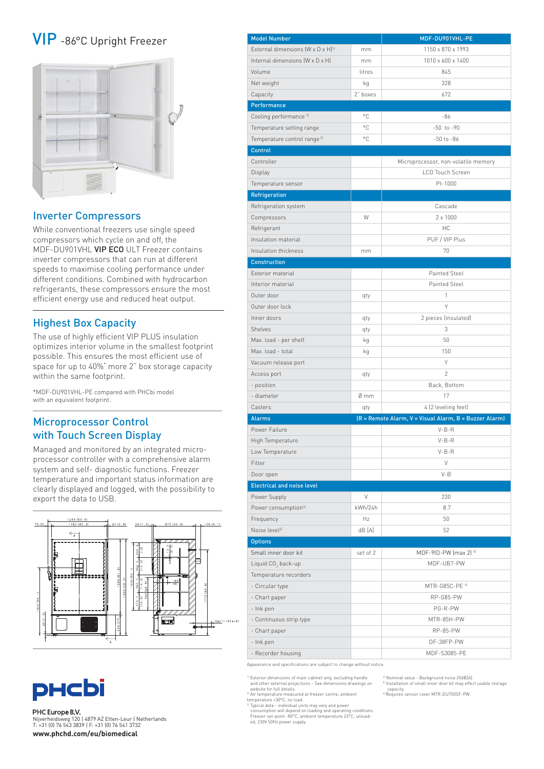# VIP -86°C Upright Freezer

## Inverter Compressors

While conventional freezers use single speed compressors which cycle on and off, the MDF-DU901VHL **VIP ECO** ULT Freezer contains inverter compressors that can run at different speeds to maximise cooling performance under different conditions. Combined with hydrocarbon refrigerants, these compressors ensure the most efficient energy use and reduced heat output.

## Highest Box Capacity

The use of highly efficient VIP PLUS insulation optimizes interior volume in the smallest footprint possible. This ensures the most efficient use of space for up to 40%* more 2" box storage capacity within the same footprint.

*MDF-DU901VHL-PE compared with PHCbi model with an equivalent footprint.

## Microprocessor Control with Touch Screen Display

Managed and monitored by an integrated micro-processor controller with a comprehensive alarm system and self- diagnostic functions. Freezer temperature and important status information are clearly displayed and logged, with the possibility to export the data to USB.

| Model Number | | MDF-DU901VHL-PE |
|---|---|---|
| External dimensions (W x D x H)[1] | mm | 1150 x 870 x 1993 |
| Internal dimensions (W x D x H) | mm | 1010 x 600 x 1400 |
| Volume | litres | 845 |
| Net weight | kg | 328 |
| Capacity | 2" boxes | 672 |
| **Performance** | | |
| Cooling performance [2] | °C | -86 |
| Temperature setting range | °C | -50 to -90 |
| Temperature control range [2] | °C | -50 to -86 |
| **Control** | | |
| Controller | | Microprocessor, non-volatile memory |
| Display | | LCD Touch Screen |
| Temperature sensor | | Pt-1000 |
| **Refrigeration** | | |
| Refrigeration system | | Cascade |
| Compressors | W | 2 x 1000 |
| Refrigerant | | HC |
| Insulation material | | PUF / VIP Plus |
| Insulation thickness | mm | 70 |
| **Construction** | | |
| Exterior material | | Painted Steel |
| Interior material | | Painted Steel |
| Outer door | qty | 1 |
| Outer door lock | | Y |
| Inner doors | qty | 2 pieces (insulated) |
| Shelves | qty | 3 |
| Max. load - per shelf | kg | 50 |
| Max. load - total | kg | 150 |
| Vacuum release port | | Y |
| Access port | qty | 2 |
| - position | | Back, Bottom |
| - diameter | Ø mm | 17 |
| Casters | qty | 4 (2 leveling feet) |
| **Alarms** | | **(R = Remote Alarm, V = Visual Alarm, B = Buzzer Alarm)** |
| Power Failure | | V-B-R |
| High Temperature | | V-B-R |
| Low Temperature | | V-B-R |
| Filter | | V |
| Door open | | V-B |
| **Electrical and noise level** | | |
| Power Supply | V | 230 |
| Power consumption[3] | kWh/24h | 8.7 |
| Frequency | Hz | 50 |
| Noise level[4] | dB (A) | 52 |
| **Options** | | |
| Small inner door kit | set of 2 | MDF-9ID-PW (max 2) [5] |
| Liquid $CO_2$ back-up | | MDF-UB7-PW |
| Temperature recorders | | |
| - Circular type | | MTR-G85C-PE [6] |
| - Chart paper | | RP-G85-PW |
| - Ink pen | | PG-R-PW |
| - Continuous strip type | | MTR-85H-PW |
| - Chart paper | | RP-85-PW |
| - Ink pen | | DF-38FP-PW |
| - Recorder housing | | MDF-S3085-PE |

Appearance and specifications are subject to change without notice.

[1] Exterior dimensions of main cabinet only, excluding handle and other external projections - See dimensions drawings on website for full details.
[2] Air temperature measured at freezer centre, ambient temperature +30°C, no load.
[3] Typical data - individual units may vary and power consumption will depend on loading and operating conditions. Freezer set-point -80°C, ambient temperature 23°C, unloaded, 230V 50Hz power supply.
[4] Nominal value - Background noise 20dB(A).
[5] Installation of small inner door kit may effect usable storage capacity.
[6] Requires sensor cover MTR-DU700SF-PW.

PHC Europe B.V.
Nijverheidsweg 120 | 4879 AZ Etten-Leur | Netherlands
T: +31 (0) 76 543 3839 | F: +31 (0) 76 541 3732
**www.phchd.com/eu/biomedical**